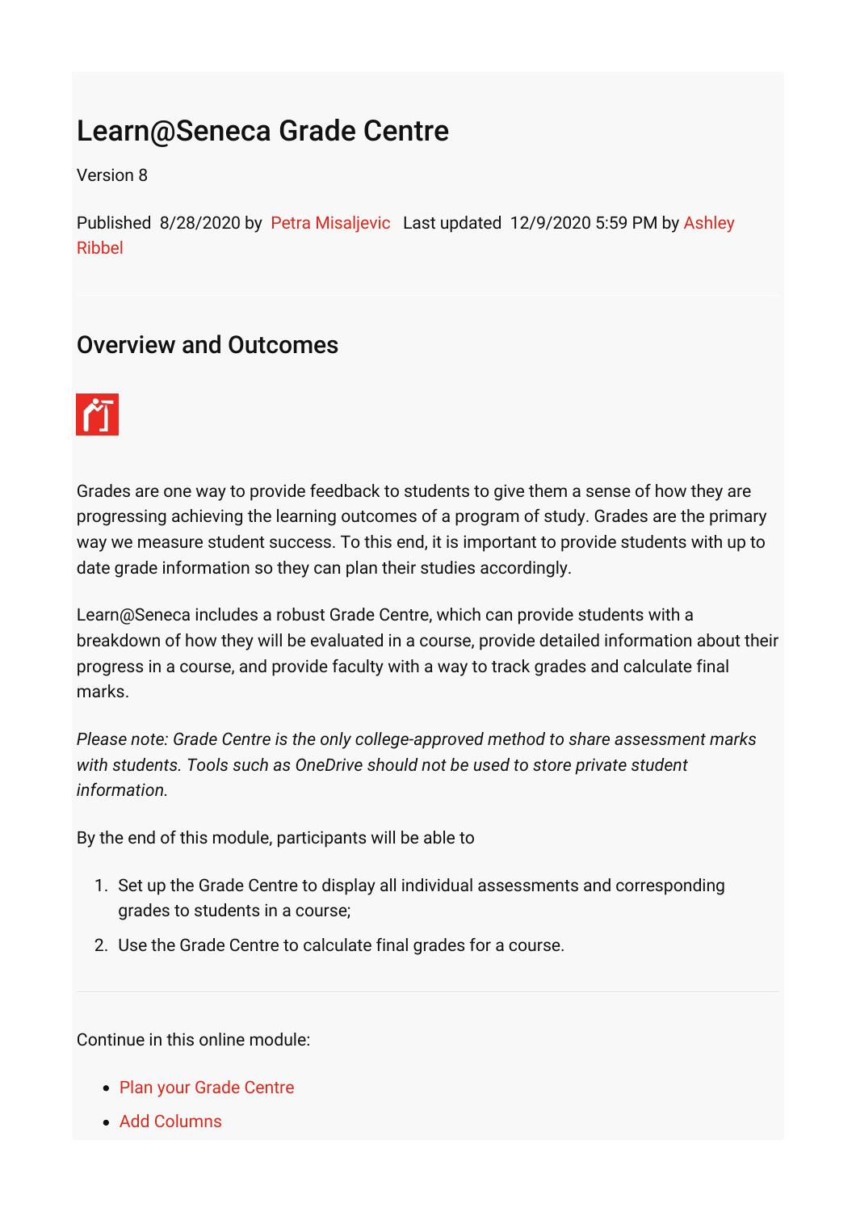# Learn@Seneca Grade Centre

Version 8

Published 8/28/2020 by Petra Misaljevic Last updated 12/9/2020 5:59 PM by Ashley Ribbel

## Overview and Outcomes

Grades are one way to provide feedback to students to give them a sense of how they are progressing achieving the learning outcomes of a program of study. Grades are the primary way we measure student success. To this end, it is important to provide students with up to date grade information so they can plan their studies accordingly.

Learn@Seneca includes a robust Grade Centre, which can provide students with a breakdown of how they will be evaluated in a course, provide detailed information about their progress in a course, and provide faculty with a way to track grades and calculate final marks.

*Please note: Grade Centre is the only college-approved method to share assessment marks with students. Tools such as OneDrive should not be used to store private student information.*

By the end of this module, participants will be able to

1. Set up the Grade Centre to display all individual assessments and corresponding grades to students in a course;
2. Use the Grade Centre to calculate final grades for a course.

---

Continue in this online module:

- Plan your Grade Centre
- Add Columns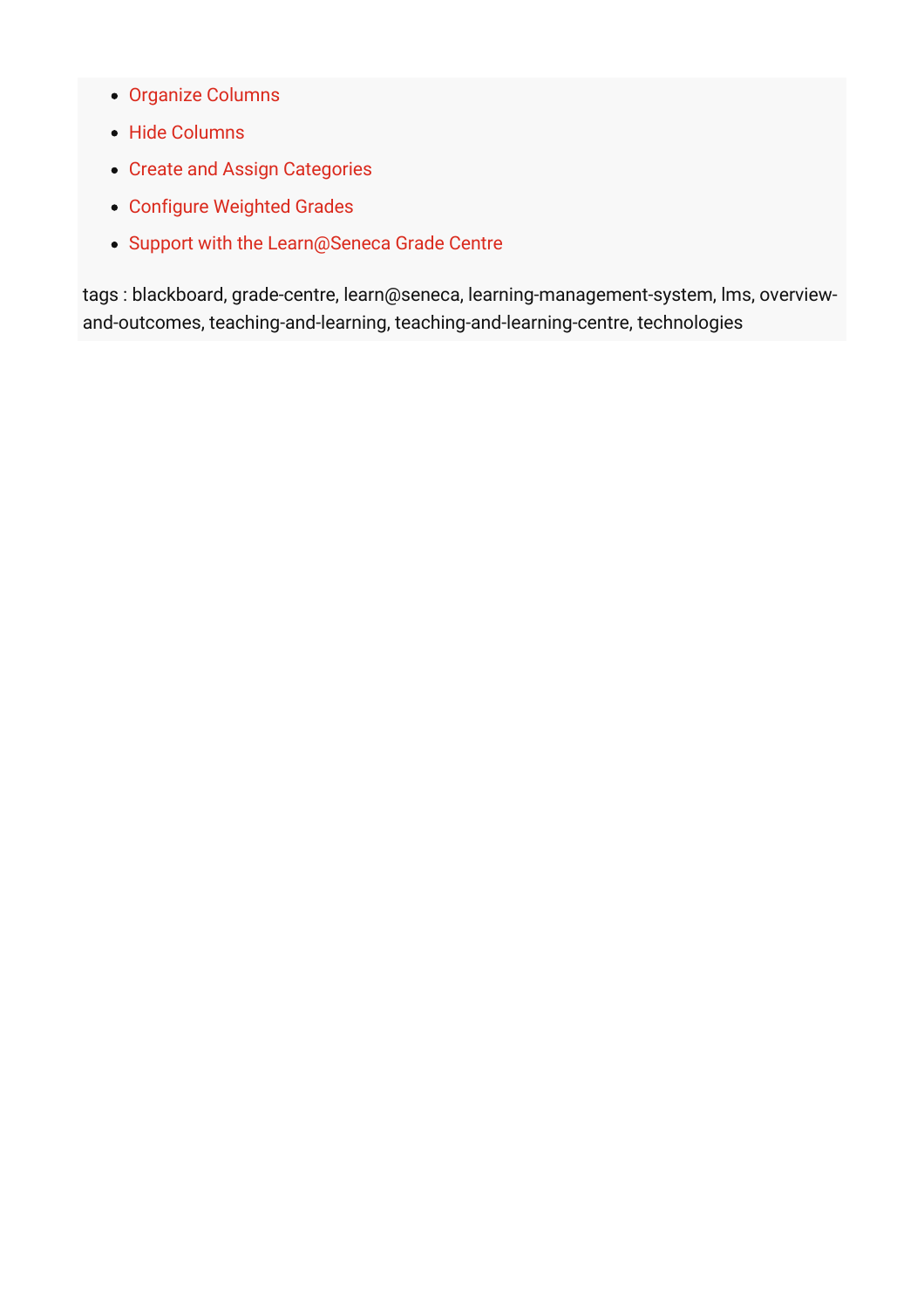- Organize Columns
- Hide Columns
- Create and Assign Categories
- Configure Weighted Grades
- Support with the Learn@Seneca Grade Centre

tags : blackboard, grade-centre, learn@seneca, learning-management-system, lms, overview-and-outcomes, teaching-and-learning, teaching-and-learning-centre, technologies